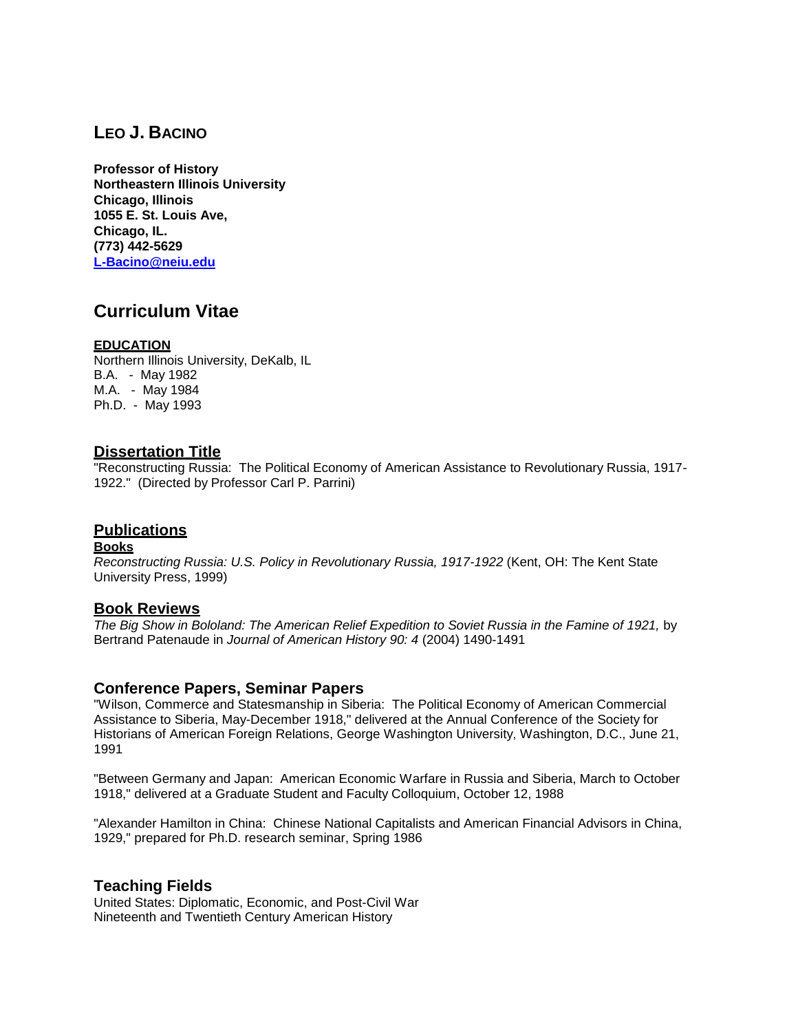# LEO J. BACINO

**Professor of History**
**Northeastern Illinois University**
**Chicago, Illinois**
**1055 E. St. Louis Ave,**
**Chicago, IL.**
**(773) 442-5629**
**L-Bacino@neiu.edu**

## Curriculum Vitae

### EDUCATION

Northern Illinois University, DeKalb, IL
B.A. - May 1982
M.A. - May 1984
Ph.D. - May 1993

### Dissertation Title

"Reconstructing Russia: The Political Economy of American Assistance to Revolutionary Russia, 1917-1922." (Directed by Professor Carl P. Parrini)

### Publications

#### Books

*Reconstructing Russia: U.S. Policy in Revolutionary Russia, 1917-1922* (Kent, OH: The Kent State University Press, 1999)

### Book Reviews

*The Big Show in Bololand: The American Relief Expedition to Soviet Russia in the Famine of 1921,* by Bertrand Patenaude in *Journal of American History 90: 4* (2004) 1490-1491

### Conference Papers, Seminar Papers

"Wilson, Commerce and Statesmanship in Siberia: The Political Economy of American Commercial Assistance to Siberia, May-December 1918," delivered at the Annual Conference of the Society for Historians of American Foreign Relations, George Washington University, Washington, D.C., June 21, 1991

"Between Germany and Japan: American Economic Warfare in Russia and Siberia, March to October 1918," delivered at a Graduate Student and Faculty Colloquium, October 12, 1988

"Alexander Hamilton in China: Chinese National Capitalists and American Financial Advisors in China, 1929," prepared for Ph.D. research seminar, Spring 1986

### Teaching Fields

United States: Diplomatic, Economic, and Post-Civil War
Nineteenth and Twentieth Century American History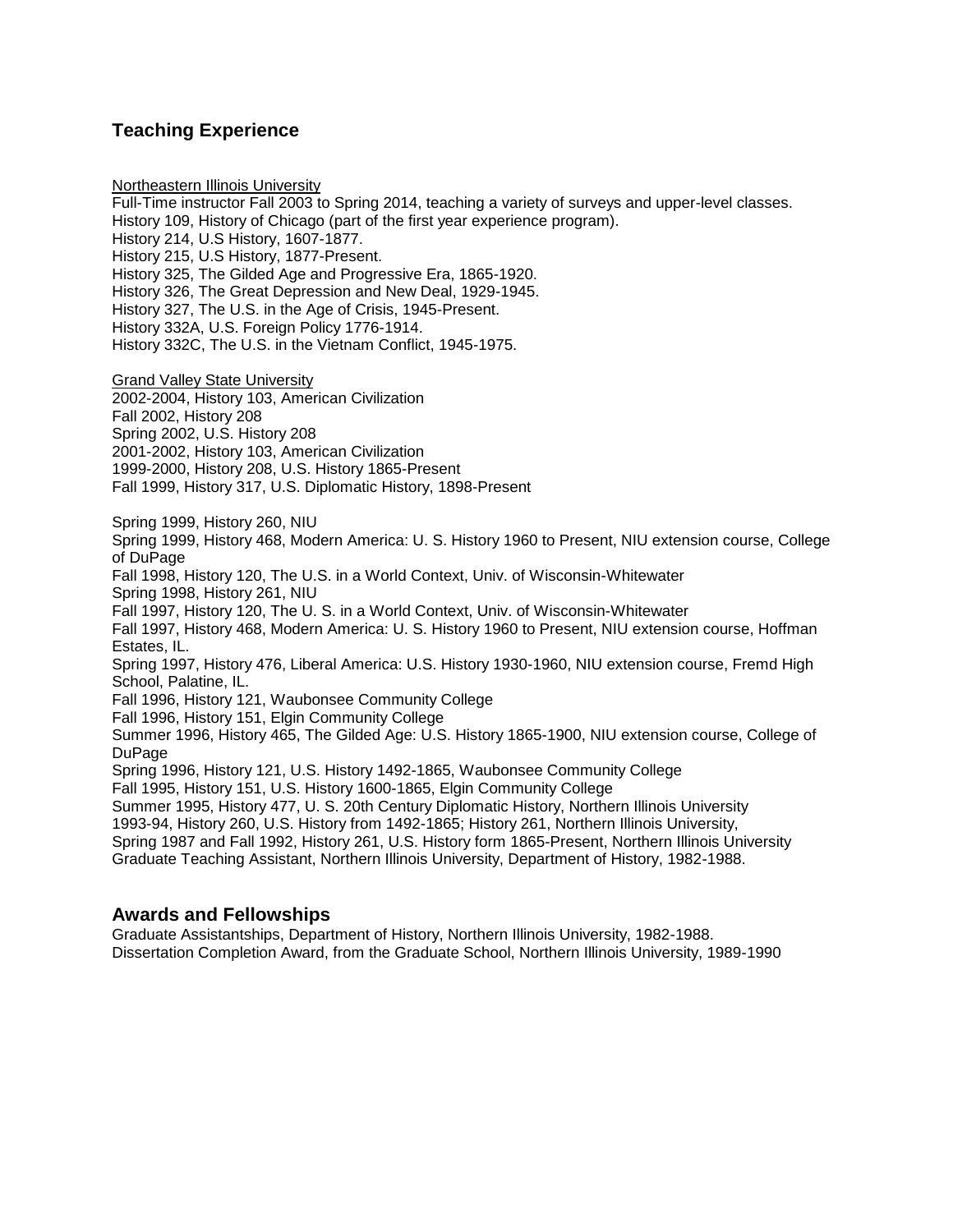## Teaching Experience

Northeastern Illinois University
Full-Time instructor Fall 2003 to Spring 2014, teaching a variety of surveys and upper-level classes.
History 109, History of Chicago (part of the first year experience program).
History 214, U.S History, 1607-1877.
History 215, U.S History, 1877-Present.
History 325, The Gilded Age and Progressive Era, 1865-1920.
History 326, The Great Depression and New Deal, 1929-1945.
History 327, The U.S. in the Age of Crisis, 1945-Present.
History 332A, U.S. Foreign Policy 1776-1914.
History 332C, The U.S. in the Vietnam Conflict, 1945-1975.

Grand Valley State University
2002-2004, History 103, American Civilization
Fall 2002, History 208
Spring 2002, U.S. History 208
2001-2002, History 103, American Civilization
1999-2000, History 208, U.S. History 1865-Present
Fall 1999, History 317, U.S. Diplomatic History, 1898-Present

Spring 1999, History 260, NIU
Spring 1999, History 468, Modern America: U. S. History 1960 to Present, NIU extension course, College of DuPage
Fall 1998, History 120, The U.S. in a World Context, Univ. of Wisconsin-Whitewater
Spring 1998, History 261, NIU
Fall 1997, History 120, The U. S. in a World Context, Univ. of Wisconsin-Whitewater
Fall 1997, History 468, Modern America: U. S. History 1960 to Present, NIU extension course, Hoffman Estates, IL.
Spring 1997, History 476, Liberal America: U.S. History 1930-1960, NIU extension course, Fremd High School, Palatine, IL.
Fall 1996, History 121, Waubonsee Community College
Fall 1996, History 151, Elgin Community College
Summer 1996, History 465, The Gilded Age: U.S. History 1865-1900, NIU extension course, College of DuPage
Spring 1996, History 121, U.S. History 1492-1865, Waubonsee Community College
Fall 1995, History 151, U.S. History 1600-1865, Elgin Community College
Summer 1995, History 477, U. S. 20th Century Diplomatic History, Northern Illinois University
1993-94, History 260, U.S. History from 1492-1865; History 261, Northern Illinois University,
Spring 1987 and Fall 1992, History 261, U.S. History form 1865-Present, Northern Illinois University
Graduate Teaching Assistant, Northern Illinois University, Department of History, 1982-1988.

## Awards and Fellowships

Graduate Assistantships, Department of History, Northern Illinois University, 1982-1988.
Dissertation Completion Award, from the Graduate School, Northern Illinois University, 1989-1990